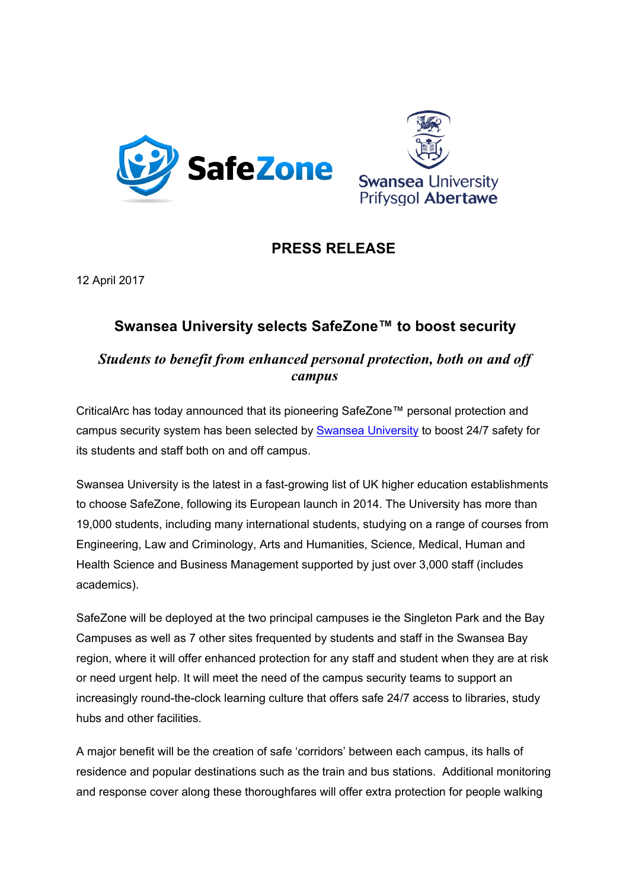# PRESS RELEASE

12 April 2017

## Swansea University selects SafeZone™ to boost security

### *Students to benefit from enhanced personal protection, both on and off campus*

CriticalArc has today announced that its pioneering SafeZone™ personal protection and campus security system has been selected by Swansea University to boost 24/7 safety for its students and staff both on and off campus.

Swansea University is the latest in a fast-growing list of UK higher education establishments to choose SafeZone, following its European launch in 2014. The University has more than 19,000 students, including many international students, studying on a range of courses from Engineering, Law and Criminology, Arts and Humanities, Science, Medical, Human and Health Science and Business Management supported by just over 3,000 staff (includes academics).

SafeZone will be deployed at the two principal campuses ie the Singleton Park and the Bay Campuses as well as 7 other sites frequented by students and staff in the Swansea Bay region, where it will offer enhanced protection for any staff and student when they are at risk or need urgent help. It will meet the need of the campus security teams to support an increasingly round-the-clock learning culture that offers safe 24/7 access to libraries, study hubs and other facilities.

A major benefit will be the creation of safe 'corridors' between each campus, its halls of residence and popular destinations such as the train and bus stations. Additional monitoring and response cover along these thoroughfares will offer extra protection for people walking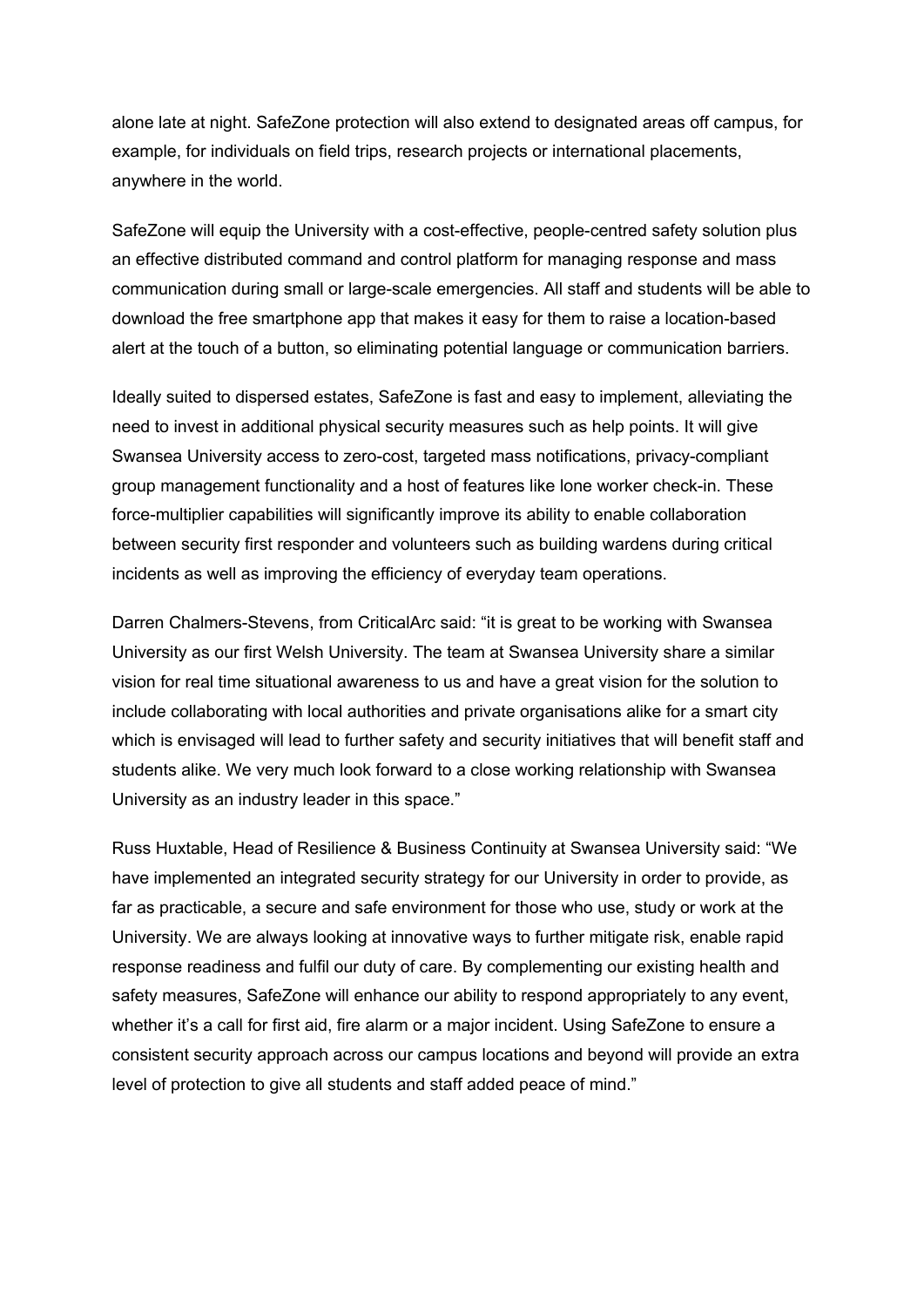alone late at night. SafeZone protection will also extend to designated areas off campus, for example, for individuals on field trips, research projects or international placements, anywhere in the world.

SafeZone will equip the University with a cost-effective, people-centred safety solution plus an effective distributed command and control platform for managing response and mass communication during small or large-scale emergencies. All staff and students will be able to download the free smartphone app that makes it easy for them to raise a location-based alert at the touch of a button, so eliminating potential language or communication barriers.

Ideally suited to dispersed estates, SafeZone is fast and easy to implement, alleviating the need to invest in additional physical security measures such as help points. It will give Swansea University access to zero-cost, targeted mass notifications, privacy-compliant group management functionality and a host of features like lone worker check-in. These force-multiplier capabilities will significantly improve its ability to enable collaboration between security first responder and volunteers such as building wardens during critical incidents as well as improving the efficiency of everyday team operations.

Darren Chalmers-Stevens, from CriticalArc said: "it is great to be working with Swansea University as our first Welsh University. The team at Swansea University share a similar vision for real time situational awareness to us and have a great vision for the solution to include collaborating with local authorities and private organisations alike for a smart city which is envisaged will lead to further safety and security initiatives that will benefit staff and students alike. We very much look forward to a close working relationship with Swansea University as an industry leader in this space."

Russ Huxtable, Head of Resilience & Business Continuity at Swansea University said: "We have implemented an integrated security strategy for our University in order to provide, as far as practicable, a secure and safe environment for those who use, study or work at the University. We are always looking at innovative ways to further mitigate risk, enable rapid response readiness and fulfil our duty of care. By complementing our existing health and safety measures, SafeZone will enhance our ability to respond appropriately to any event, whether it's a call for first aid, fire alarm or a major incident. Using SafeZone to ensure a consistent security approach across our campus locations and beyond will provide an extra level of protection to give all students and staff added peace of mind."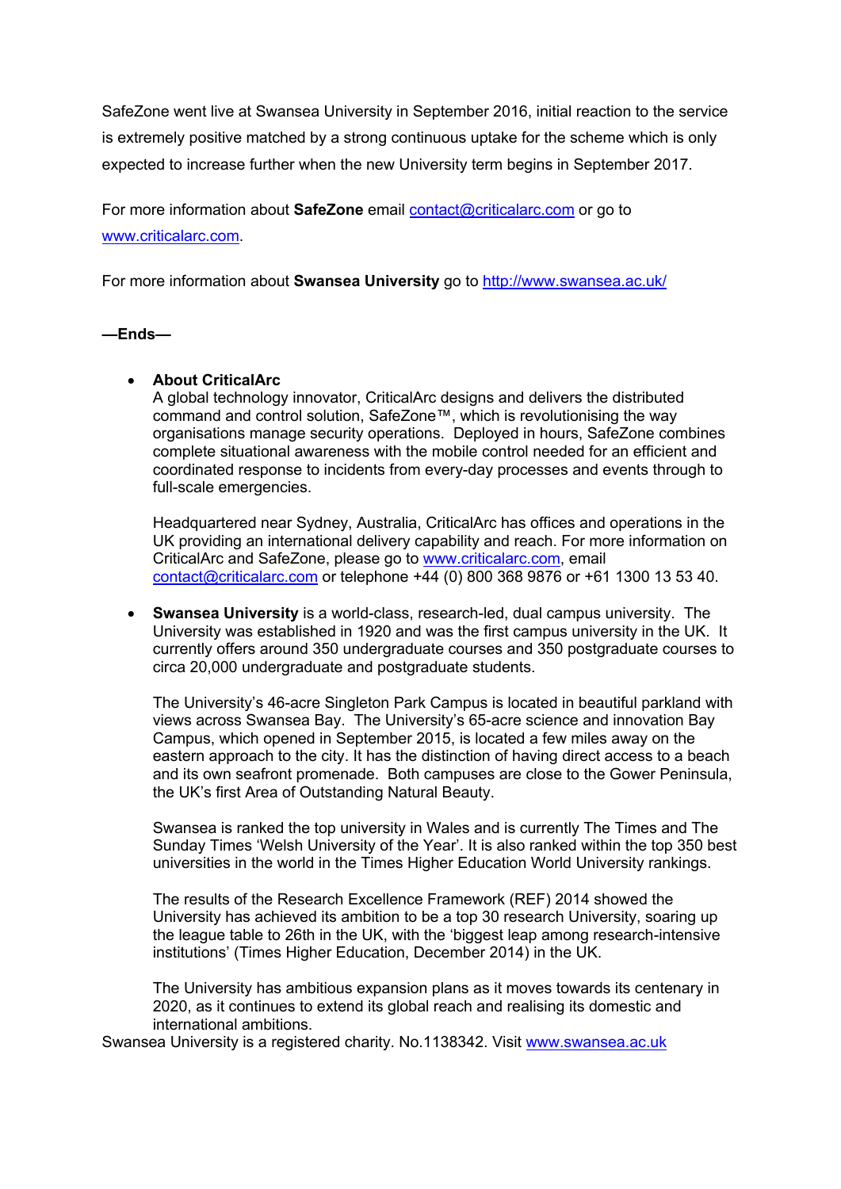SafeZone went live at Swansea University in September 2016, initial reaction to the service is extremely positive matched by a strong continuous uptake for the scheme which is only expected to increase further when the new University term begins in September 2017.

For more information about **SafeZone** email contact@criticalarc.com or go to www.criticalarc.com.

For more information about **Swansea University** go to http://www.swansea.ac.uk/

**—Ends—**

- **About CriticalArc**
  A global technology innovator, CriticalArc designs and delivers the distributed command and control solution, SafeZone™, which is revolutionising the way organisations manage security operations. Deployed in hours, SafeZone combines complete situational awareness with the mobile control needed for an efficient and coordinated response to incidents from every-day processes and events through to full-scale emergencies.

  Headquartered near Sydney, Australia, CriticalArc has offices and operations in the UK providing an international delivery capability and reach. For more information on CriticalArc and SafeZone, please go to www.criticalarc.com, email contact@criticalarc.com or telephone +44 (0) 800 368 9876 or +61 1300 13 53 40.

- **Swansea University** is a world-class, research-led, dual campus university. The University was established in 1920 and was the first campus university in the UK. It currently offers around 350 undergraduate courses and 350 postgraduate courses to circa 20,000 undergraduate and postgraduate students.

  The University's 46-acre Singleton Park Campus is located in beautiful parkland with views across Swansea Bay. The University's 65-acre science and innovation Bay Campus, which opened in September 2015, is located a few miles away on the eastern approach to the city. It has the distinction of having direct access to a beach and its own seafront promenade. Both campuses are close to the Gower Peninsula, the UK's first Area of Outstanding Natural Beauty.

  Swansea is ranked the top university in Wales and is currently The Times and The Sunday Times 'Welsh University of the Year'. It is also ranked within the top 350 best universities in the world in the Times Higher Education World University rankings.

  The results of the Research Excellence Framework (REF) 2014 showed the University has achieved its ambition to be a top 30 research University, soaring up the league table to 26th in the UK, with the 'biggest leap among research-intensive institutions' (Times Higher Education, December 2014) in the UK.

  The University has ambitious expansion plans as it moves towards its centenary in 2020, as it continues to extend its global reach and realising its domestic and international ambitions.

Swansea University is a registered charity. No.1138342. Visit www.swansea.ac.uk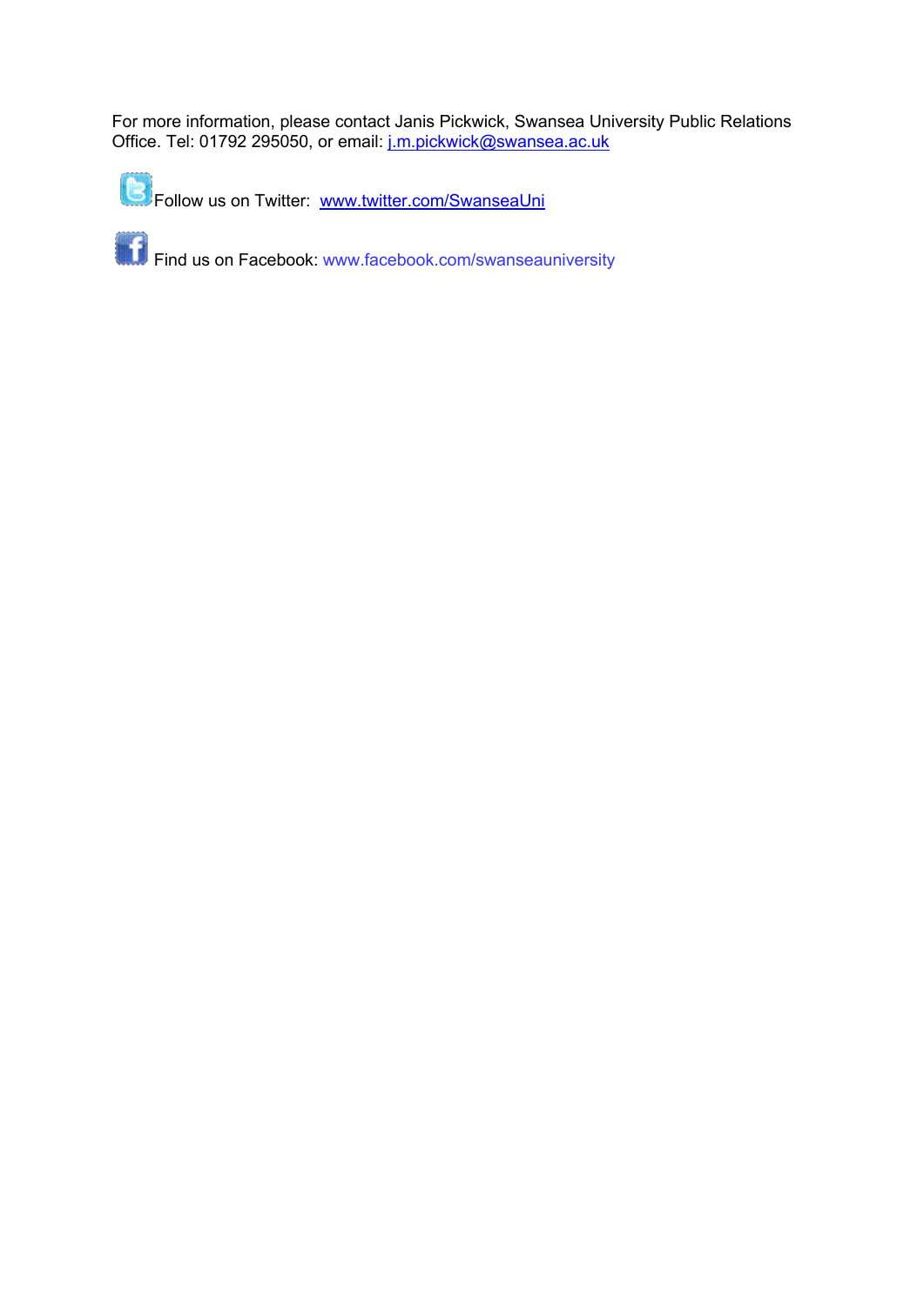For more information, please contact Janis Pickwick, Swansea University Public Relations Office. Tel: 01792 295050, or email: j.m.pickwick@swansea.ac.uk

Follow us on Twitter: www.twitter.com/SwanseaUni

Find us on Facebook: www.facebook.com/swanseauniversity